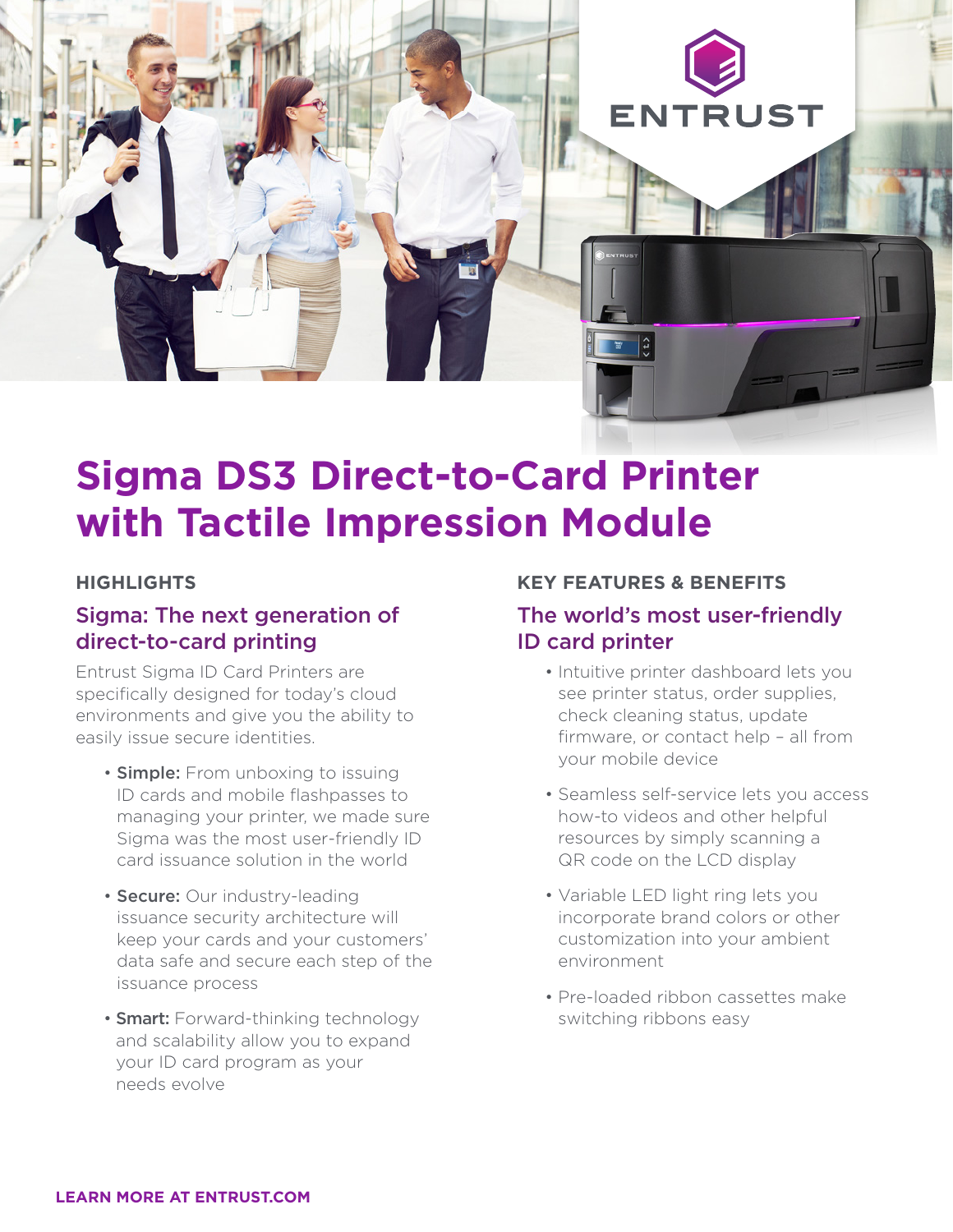# Sigma DS3 Direct-to-Card Printer with Tactile Impression Module

## HIGHLIGHTS

### Sigma: The next generation of direct-to-card printing

Entrust Sigma ID Card Printers are specifically designed for today's cloud environments and give you the ability to easily issue secure identities.

- **Simple:** From unboxing to issuing ID cards and mobile flashpasses to managing your printer, we made sure Sigma was the most user-friendly ID card issuance solution in the world
- **Secure:** Our industry-leading issuance security architecture will keep your cards and your customers' data safe and secure each step of the issuance process
- **Smart:** Forward-thinking technology and scalability allow you to expand your ID card program as your needs evolve

## KEY FEATURES & BENEFITS

### The world's most user-friendly ID card printer

- Intuitive printer dashboard lets you see printer status, order supplies, check cleaning status, update firmware, or contact help – all from your mobile device
- Seamless self-service lets you access how-to videos and other helpful resources by simply scanning a QR code on the LCD display
- Variable LED light ring lets you incorporate brand colors or other customization into your ambient environment
- Pre-loaded ribbon cassettes make switching ribbons easy

**LEARN MORE AT ENTRUST.COM**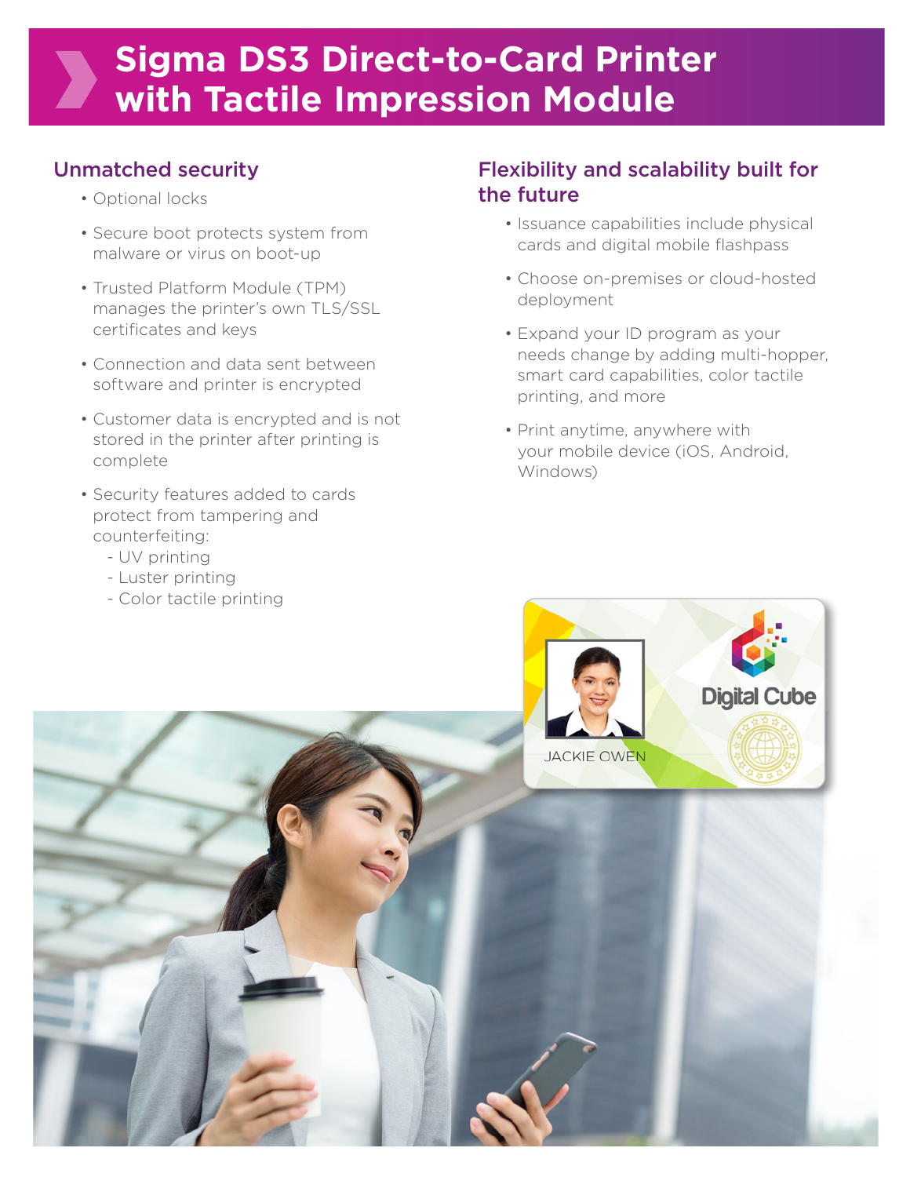# Sigma DS3 Direct-to-Card Printer with Tactile Impression Module

## Unmatched security

- Optional locks
- Secure boot protects system from malware or virus on boot-up
- Trusted Platform Module (TPM) manages the printer's own TLS/SSL certificates and keys
- Connection and data sent between software and printer is encrypted
- Customer data is encrypted and is not stored in the printer after printing is complete
- Security features added to cards protect from tampering and counterfeiting:
  - UV printing
  - Luster printing
  - Color tactile printing

## Flexibility and scalability built for the future

- Issuance capabilities include physical cards and digital mobile flashpass
- Choose on-premises or cloud-hosted deployment
- Expand your ID program as your needs change by adding multi-hopper, smart card capabilities, color tactile printing, and more
- Print anytime, anywhere with your mobile device (iOS, Android, Windows)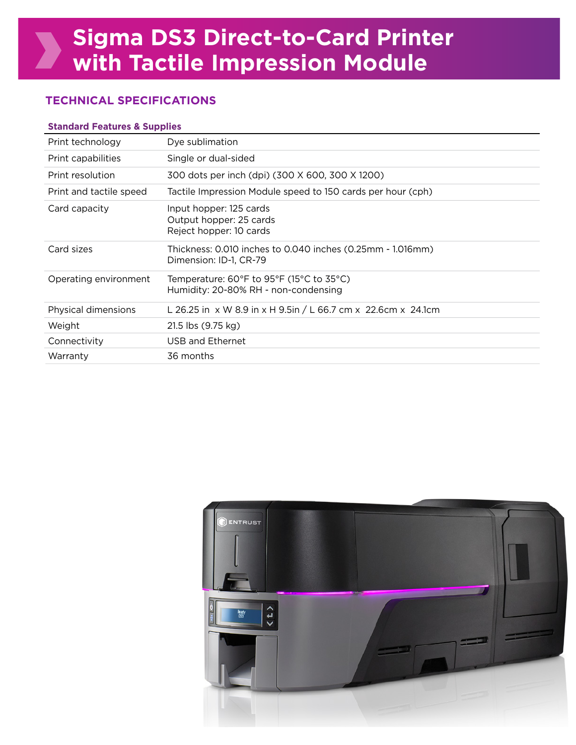# Sigma DS3 Direct-to-Card Printer with Tactile Impression Module

## TECHNICAL SPECIFICATIONS

| Standard Features & Supplies | |
| --- | --- |
| Print technology | Dye sublimation |
| Print capabilities | Single or dual-sided |
| Print resolution | 300 dots per inch (dpi) (300 X 600, 300 X 1200) |
| Print and tactile speed | Tactile Impression Module speed to 150 cards per hour (cph) |
| Card capacity | Input hopper: 125 cards<br>Output hopper: 25 cards<br>Reject hopper: 10 cards |
| Card sizes | Thickness: 0.010 inches to 0.040 inches (0.25mm - 1.016mm)<br>Dimension: ID-1, CR-79 |
| Operating environment | Temperature: 60°F to 95°F (15°C to 35°C)<br>Humidity: 20-80% RH - non-condensing |
| Physical dimensions | L 26.25 in x W 8.9 in x H 9.5in / L 66.7 cm x 22.6cm x 24.1cm |
| Weight | 21.5 lbs (9.75 kg) |
| Connectivity | USB and Ethernet |
| Warranty | 36 months |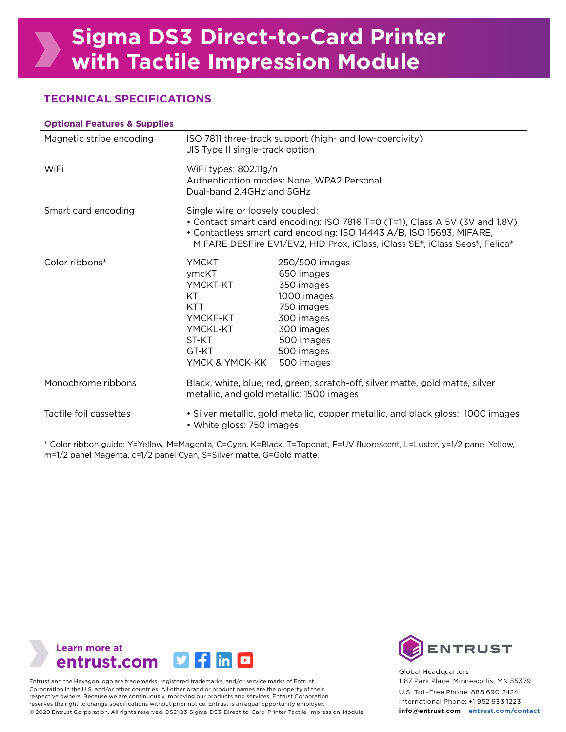# Sigma DS3 Direct-to-Card Printer with Tactile Impression Module

## TECHNICAL SPECIFICATIONS

### Optional Features & Supplies

| | |
|---|---|
| Magnetic stripe encoding | ISO 7811 three-track support (high- and low-coercivity)<br>JIS Type II single-track option |
| WiFi | WiFi types: 802.11g/n<br>Authentication modes: None, WPA2 Personal<br>Dual-band 2.4GHz and 5GHz |
| Smart card encoding | Single wire or loosely coupled:<br>• Contact smart card encoding: ISO 7816 T=0 (T=1), Class A 5V (3V and 1.8V)<br>• Contactless smart card encoding: ISO 14443 A/B, ISO 15693, MIFARE, MIFARE DESFire EV1/EV2, HID Prox, iClass, iClass SE®, iClass Seos®, Felica® |
| Color ribbons* | YMCKT 250/500 images<br>ymcKT 650 images<br>YMCKT-KT 350 images<br>KT 1000 images<br>KTT 750 images<br>YMCKF-KT 300 images<br>YMCKL-KT 300 images<br>ST-KT 500 images<br>GT-KT 500 images<br>YMCK & YMCK-KK 500 images |
| Monochrome ribbons | Black, white, blue, red, green, scratch-off, silver matte, gold matte, silver metallic, and gold metallic: 1500 images |
| Tactile foil cassettes | • Silver metallic, gold metallic, copper metallic, and black gloss: 1000 images<br>• White gloss: 750 images |

* Color ribbon guide: Y=Yellow, M=Magenta, C=Cyan, K=Black, T=Topcoat, F=UV fluorescent, L=Luster, y=1/2 panel Yellow, m=1/2 panel Magenta, c=1/2 panel Cyan, S=Silver matte, G=Gold matte.

Learn more at **entrust.com**

Entrust and the Hexagon logo are trademarks, registered trademarks, and/or service marks of Entrust Corporation in the U.S. and/or other countries. All other brand or product names are the property of their respective owners. Because we are continuously improving our products and services, Entrust Corporation reserves the right to change specifications without prior notice. Entrust is an equal opportunity employer.
© 2020 Entrust Corporation. All rights reserved. DS21Q3-Sigma-DS3-Direct-to-Card-Printer-Tactile-Impression-Module

ENTRUST

Global Headquarters
1187 Park Place, Minneapolis, MN 55379
U.S. Toll-Free Phone: 888 690 2424
International Phone: +1 952 933 1223
**info@entrust.com** entrust.com/contact